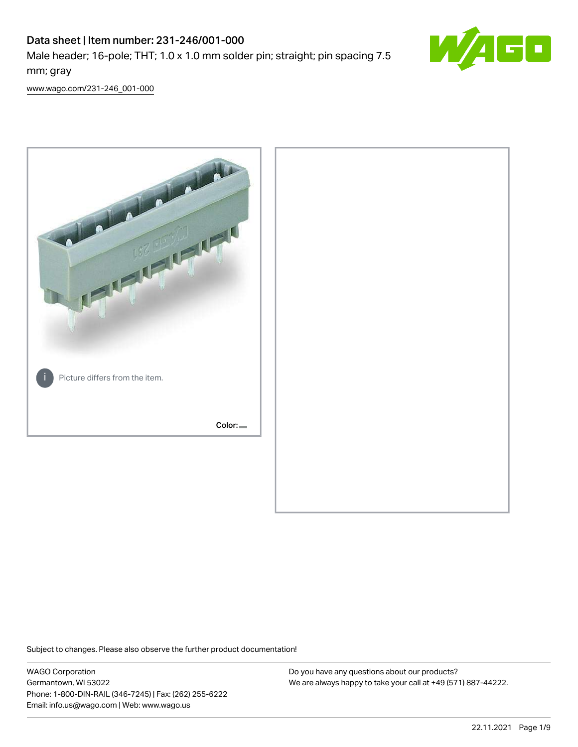# Data sheet | Item number: 231-246/001-000

Male header; 16-pole; THT; 1.0 x 1.0 mm solder pin; straight; pin spacing 7.5 mm; gray

www.wago.com/231-246_001-000

Picture differs from the item.

Color:

Subject to changes. Please also observe the further product documentation!

WAGO Corporation
Germantown, WI 53022
Phone: 1-800-DIN-RAIL (346-7245) | Fax: (262) 255-6222
Email: info.us@wago.com | Web: www.wago.us

Do you have any questions about our products?
We are always happy to take your call at +49 (571) 887-44222.

22.11.2021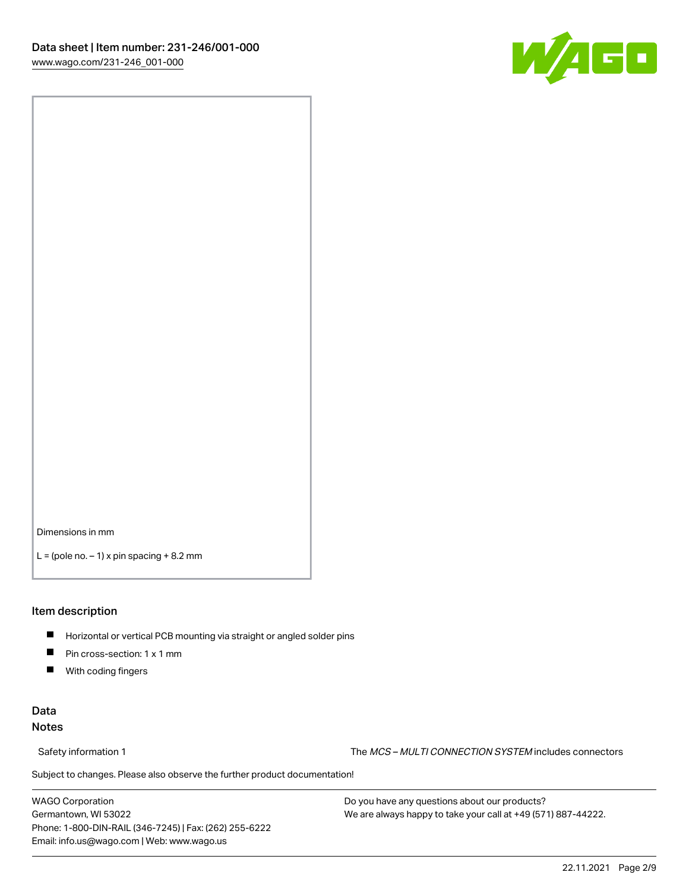Dimensions in mm

L = (pole no. – 1) x pin spacing + 8.2 mm

## Item description

- Horizontal or vertical PCB mounting via straight or angled solder pins
- Pin cross-section: 1 x 1 mm
- With coding fingers

## Data

### Notes

| Safety information 1 | The *MCS – MULTI CONNECTION SYSTEM* includes connectors |
| --- | --- |

Subject to changes. Please also observe the further product documentation!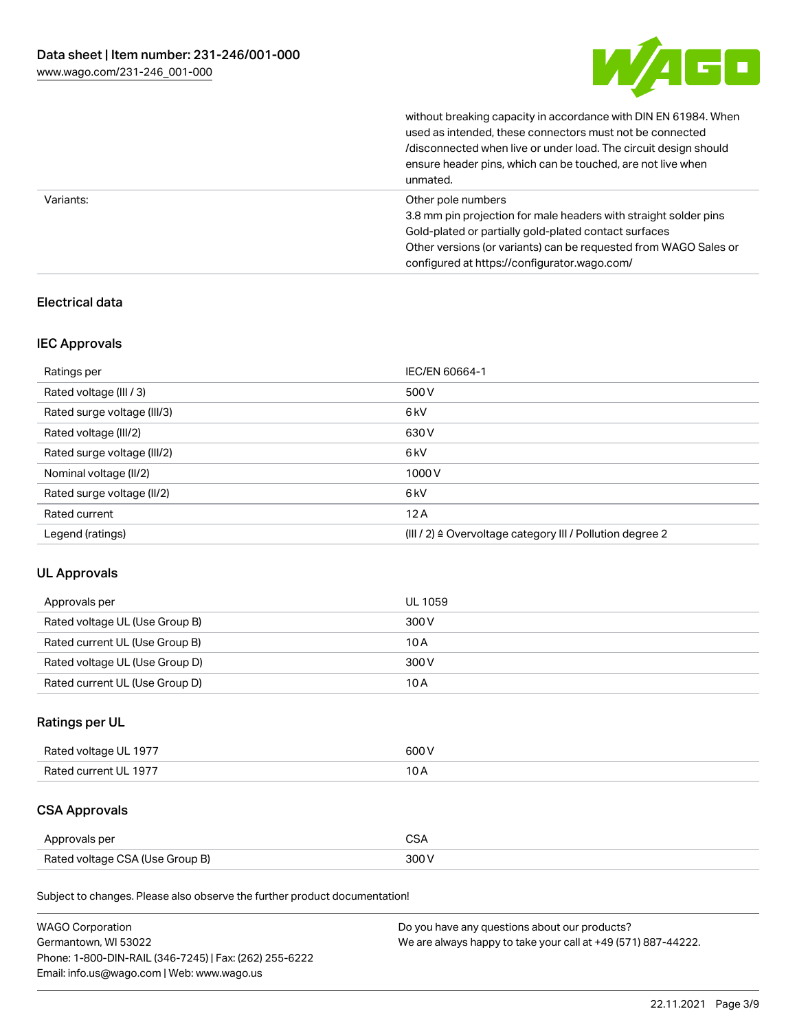| | |
|---|---|
| | without breaking capacity in accordance with DIN EN 61984. When used as intended, these connectors must not be connected /disconnected when live or under load. The circuit design should ensure header pins, which can be touched, are not live when unmated. |
| Variants: | Other pole numbers<br>3.8 mm pin projection for male headers with straight solder pins<br>Gold-plated or partially gold-plated contact surfaces<br>Other versions (or variants) can be requested from WAGO Sales or configured at https://configurator.wago.com/ |

## Electrical data

### IEC Approvals

| Ratings per | IEC/EN 60664-1 |
|---|---|
| Rated voltage (III / 3) | 500 V |
| Rated surge voltage (III/3) | 6 kV |
| Rated voltage (III/2) | 630 V |
| Rated surge voltage (III/2) | 6 kV |
| Nominal voltage (II/2) | 1000 V |
| Rated surge voltage (II/2) | 6 kV |
| Rated current | 12 A |
| Legend (ratings) | (III / 2) ≙ Overvoltage category III / Pollution degree 2 |

### UL Approvals

| Approvals per | UL 1059 |
|---|---|
| Rated voltage UL (Use Group B) | 300 V |
| Rated current UL (Use Group B) | 10 A |
| Rated voltage UL (Use Group D) | 300 V |
| Rated current UL (Use Group D) | 10 A |

### Ratings per UL

| Rated voltage UL 1977 | 600 V |
|---|---|
| Rated current UL 1977 | 10 A |

### CSA Approvals

| Approvals per | CSA |
|---|---|
| Rated voltage CSA (Use Group B) | 300 V |

Subject to changes. Please also observe the further product documentation!

WAGO Corporation
Germantown, WI 53022
Phone: 1-800-DIN-RAIL (346-7245) | Fax: (262) 255-6222
Email: info.us@wago.com | Web: www.wago.us

Do you have any questions about our products?
We are always happy to take your call at +49 (571) 887-44222.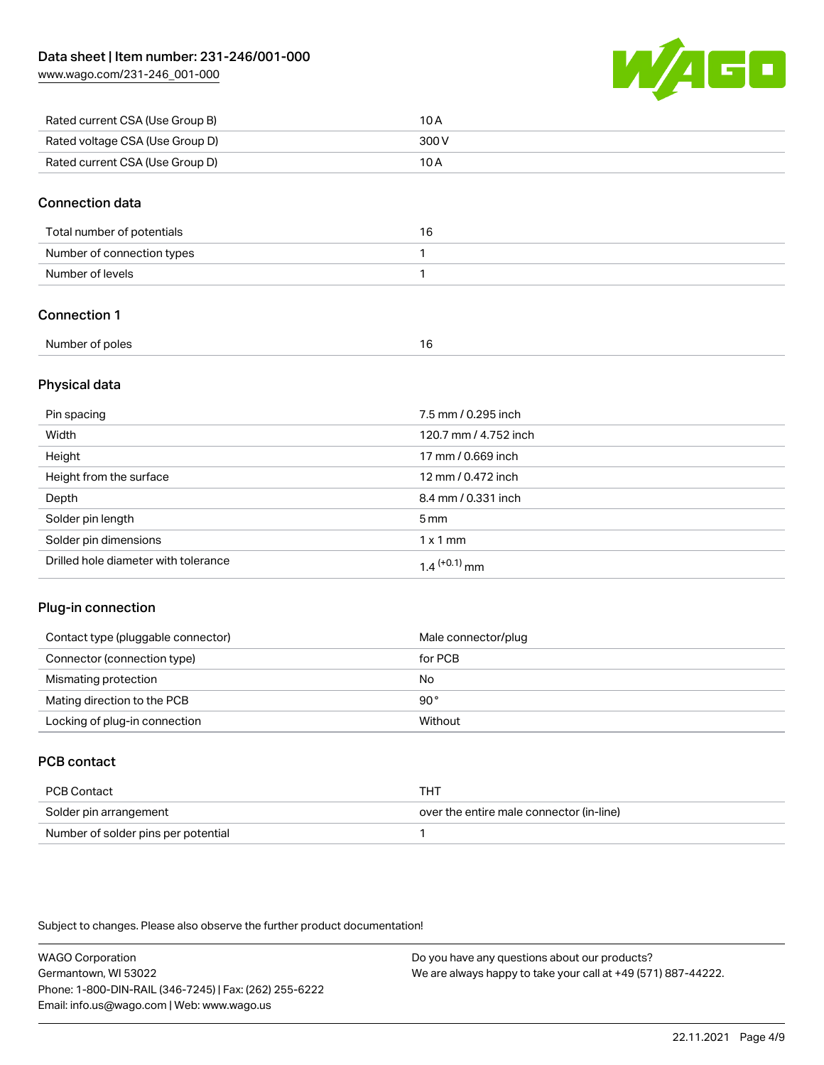| Rated current CSA (Use Group B) | 10 A |
| --- | --- |
| Rated voltage CSA (Use Group D) | 300 V |
| Rated current CSA (Use Group D) | 10 A |

## Connection data

| Total number of potentials | 16 |
| --- | --- |
| Number of connection types | 1 |
| Number of levels | 1 |

## Connection 1

| Number of poles | 16 |
| --- | --- |

## Physical data

| Pin spacing | 7.5 mm / 0.295 inch |
| --- | --- |
| Width | 120.7 mm / 4.752 inch |
| Height | 17 mm / 0.669 inch |
| Height from the surface | 12 mm / 0.472 inch |
| Depth | 8.4 mm / 0.331 inch |
| Solder pin length | 5 mm |
| Solder pin dimensions | 1 x 1 mm |
| Drilled hole diameter with tolerance | $1.4^{(+0.1)}$ mm |

## Plug-in connection

| Contact type (pluggable connector) | Male connector/plug |
| --- | --- |
| Connector (connection type) | for PCB |
| Mismating protection | No |
| Mating direction to the PCB | 90° |
| Locking of plug-in connection | Without |

## PCB contact

| PCB Contact | THT |
| --- | --- |
| Solder pin arrangement | over the entire male connector (in-line) |
| Number of solder pins per potential | 1 |

Subject to changes. Please also observe the further product documentation!

WAGO Corporation
Germantown, WI 53022
Phone: 1-800-DIN-RAIL (346-7245) | Fax: (262) 255-6222
Email: info.us@wago.com | Web: www.wago.us

Do you have any questions about our products?
We are always happy to take your call at +49 (571) 887-44222.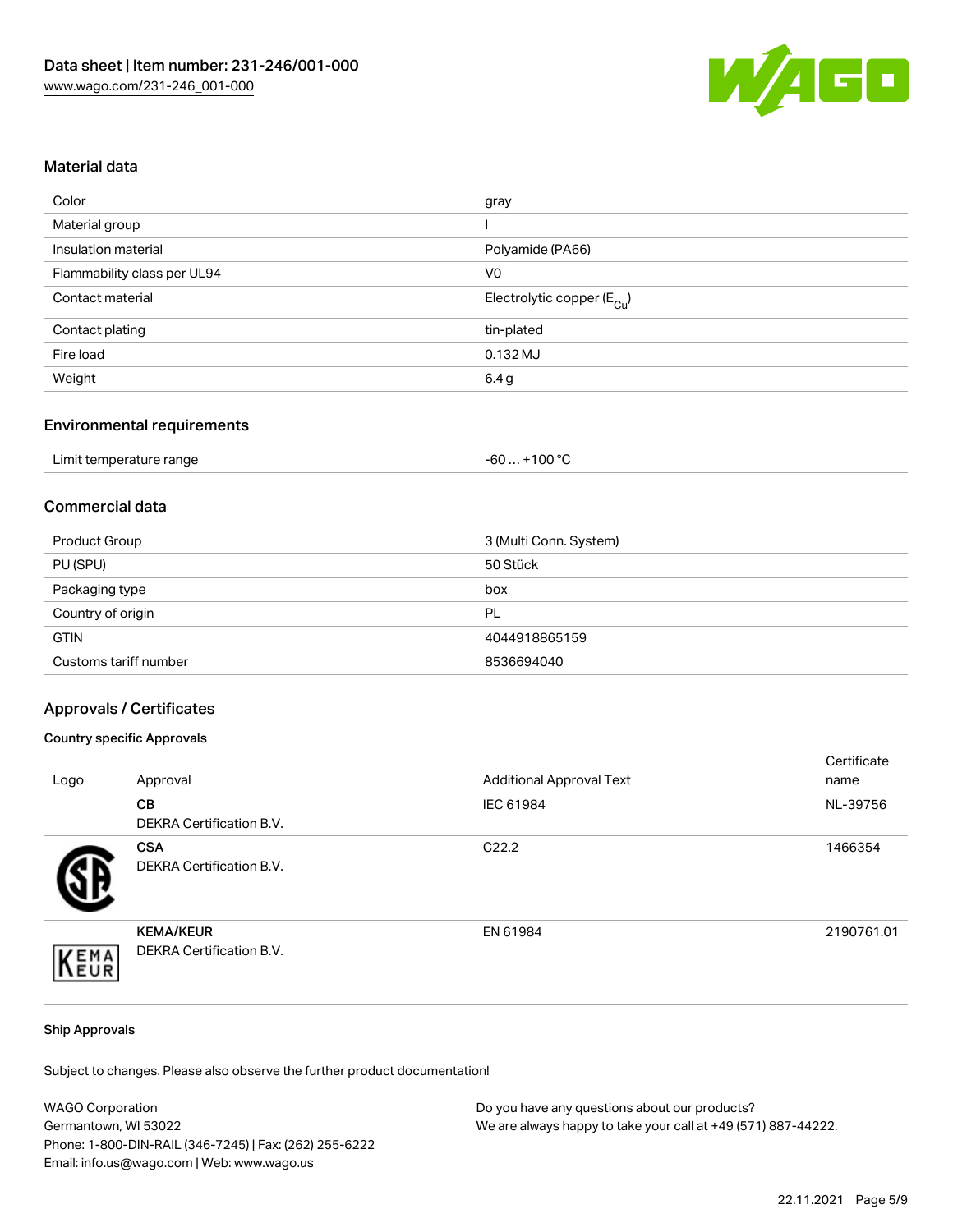Data sheet | Item number: 231-246/001-000
www.wago.com/231-246_001-000

## Material data

| | |
|---|---|
| Color | gray |
| Material group | I |
| Insulation material | Polyamide (PA66) |
| Flammability class per UL94 | V0 |
| Contact material | Electrolytic copper ($E_{Cu}$) |
| Contact plating | tin-plated |
| Fire load | 0.132 MJ |
| Weight | 6.4 g |

## Environmental requirements

| | |
|---|---|
| Limit temperature range | -60 … +100 °C |

## Commercial data

| | |
|---|---|
| Product Group | 3 (Multi Conn. System) |
| PU (SPU) | 50 Stück |
| Packaging type | box |
| Country of origin | PL |
| GTIN | 4044918865159 |
| Customs tariff number | 8536694040 |

## Approvals / Certificates

### Country specific Approvals

| Logo | Approval | Additional Approval Text | Certificate name |
|---|---|---|---|
| | **CB** DEKRA Certification B.V. | IEC 61984 | NL-39756 |
| | **CSA** DEKRA Certification B.V. | C22.2 | 1466354 |
| | **KEMA/KEUR** DEKRA Certification B.V. | EN 61984 | 2190761.01 |

### Ship Approvals

Subject to changes. Please also observe the further product documentation!

WAGO Corporation
Germantown, WI 53022
Phone: 1-800-DIN-RAIL (346-7245) | Fax: (262) 255-6222
Email: info.us@wago.com | Web: www.wago.us

Do you have any questions about our products?
We are always happy to take your call at +49 (571) 887-44222.

22.11.2021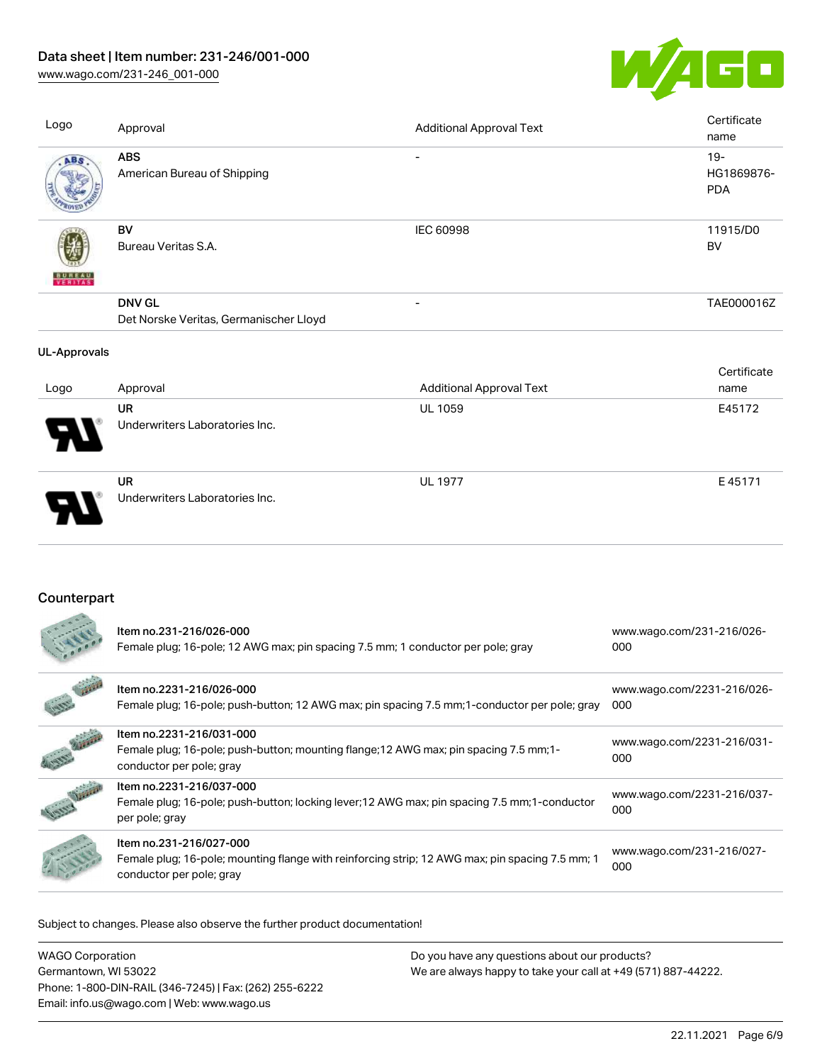| Logo | Approval | Additional Approval Text | Certificate name |
| --- | --- | --- | --- |
| | **ABS**<br>American Bureau of Shipping | - | 19-HG1869876-PDA |
| | **BV**<br>Bureau Veritas S.A. | IEC 60998 | 11915/D0 BV |
| | **DNV GL**<br>Det Norske Veritas, Germanischer Lloyd | - | TAE000016Z |

**UL-Approvals**

| Logo | Approval | Additional Approval Text | Certificate name |
| --- | --- | --- | --- |
| | **UR**<br>Underwriters Laboratories Inc. | UL 1059 | E45172 |
| | **UR**<br>Underwriters Laboratories Inc. | UL 1977 | E 45171 |

## Counterpart

| | | |
| --- | --- | --- |
| | Item no.231-216/026-000<br>Female plug; 16-pole; 12 AWG max; pin spacing 7.5 mm; 1 conductor per pole; gray | www.wago.com/231-216/026-000 |
| | Item no.2231-216/026-000<br>Female plug; 16-pole; push-button; 12 AWG max; pin spacing 7.5 mm;1-conductor per pole; gray | www.wago.com/2231-216/026-000 |
| | Item no.2231-216/031-000<br>Female plug; 16-pole; push-button; mounting flange;12 AWG max; pin spacing 7.5 mm;1-conductor per pole; gray | www.wago.com/2231-216/031-000 |
| | Item no.2231-216/037-000<br>Female plug; 16-pole; push-button; locking lever;12 AWG max; pin spacing 7.5 mm;1-conductor per pole; gray | www.wago.com/2231-216/037-000 |
| | Item no.231-216/027-000<br>Female plug; 16-pole; mounting flange with reinforcing strip; 12 AWG max; pin spacing 7.5 mm; 1 conductor per pole; gray | www.wago.com/231-216/027-000 |

Subject to changes. Please also observe the further product documentation!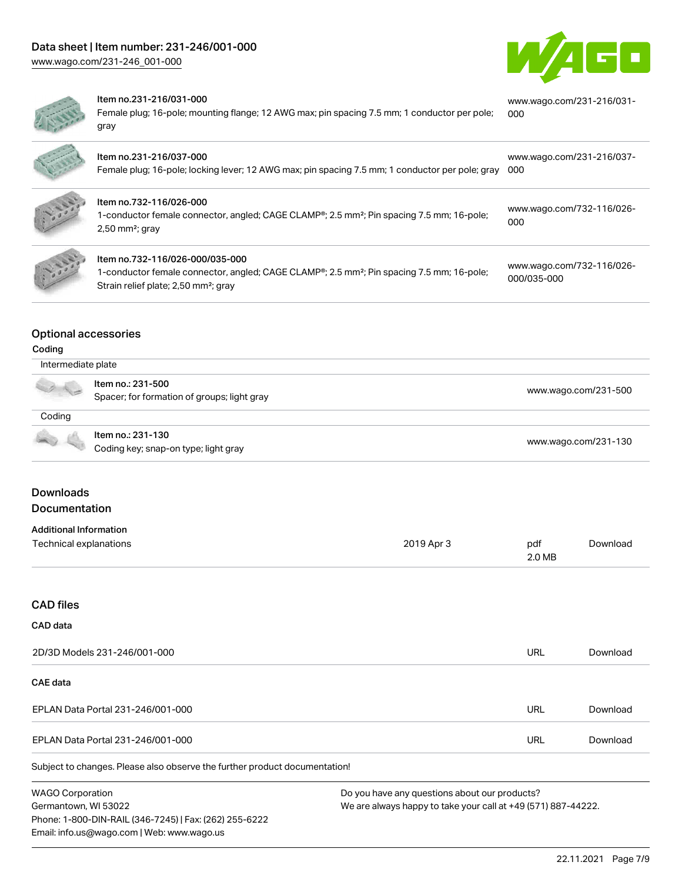| Item | Link |
| --- | --- |
| Item no.231-216/031-000<br>Female plug; 16-pole; mounting flange; 12 AWG max; pin spacing 7.5 mm; 1 conductor per pole; gray | www.wago.com/231-216/031-000 |
| Item no.231-216/037-000<br>Female plug; 16-pole; locking lever; 12 AWG max; pin spacing 7.5 mm; 1 conductor per pole; gray | www.wago.com/231-216/037-000 |
| Item no.732-116/026-000<br>1-conductor female connector, angled; CAGE CLAMP®; 2.5 mm²; Pin spacing 7.5 mm; 16-pole; 2,50 mm²; gray | www.wago.com/732-116/026-000 |
| Item no.732-116/026-000/035-000<br>1-conductor female connector, angled; CAGE CLAMP®; 2.5 mm²; Pin spacing 7.5 mm; 16-pole; Strain relief plate; 2,50 mm²; gray | www.wago.com/732-116/026-000/035-000 |

## Optional accessories

### Coding

**Intermediate plate**

| Item | Link |
| --- | --- |
| Item no.: 231-500<br>Spacer; for formation of groups; light gray | www.wago.com/231-500 |

**Coding**

| Item | Link |
| --- | --- |
| Item no.: 231-130<br>Coding key; snap-on type; light gray | www.wago.com/231-130 |

## Downloads

### Documentation

**Additional Information**

| | | | |
| --- | --- | --- | --- |
| Technical explanations | 2019 Apr 3 | pdf<br>2.0 MB | Download |

## CAD files

### CAD data

| | | |
| --- | --- | --- |
| 2D/3D Models 231-246/001-000 | URL | Download |

### CAE data

| | | |
| --- | --- | --- |
| EPLAN Data Portal 231-246/001-000 | URL | Download |
| EPLAN Data Portal 231-246/001-000 | URL | Download |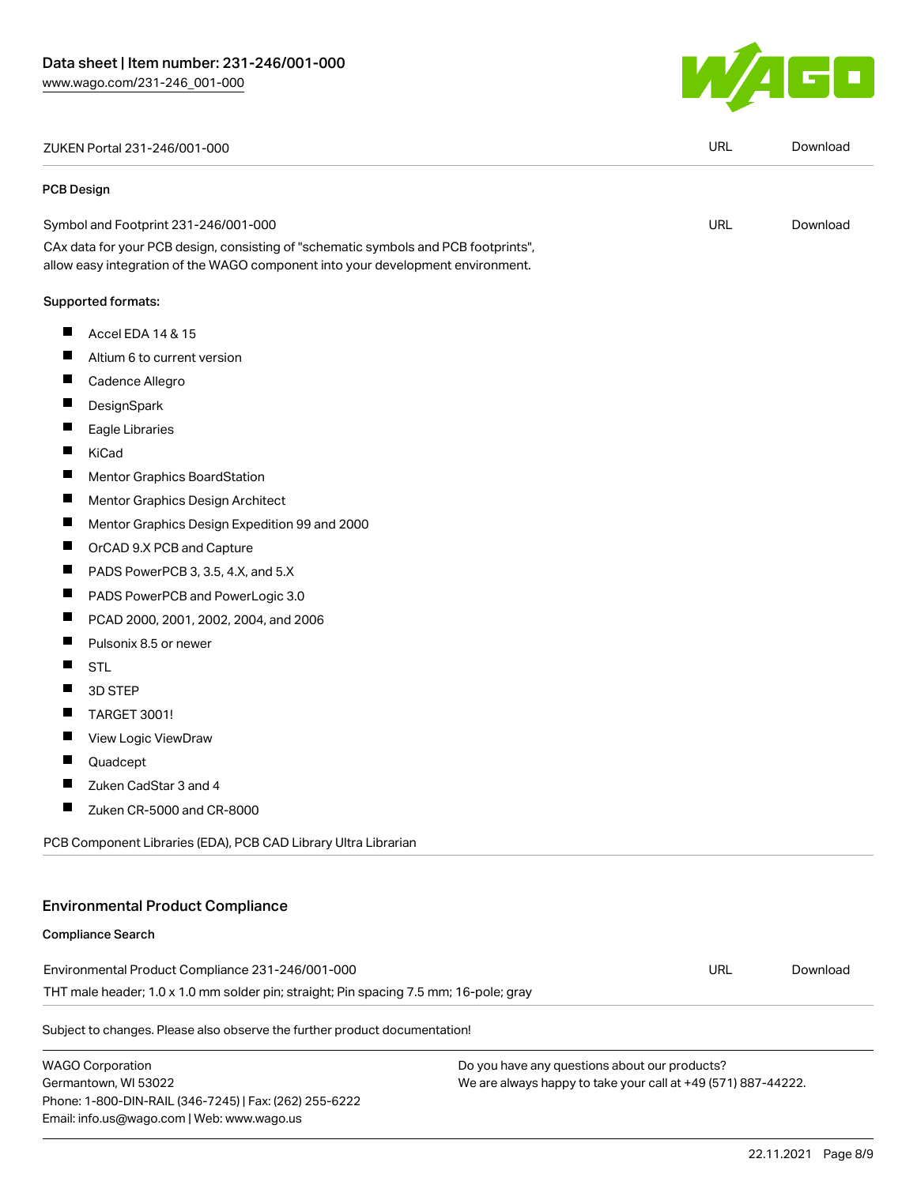| ZUKEN Portal 231-246/001-000 | URL | Download |
| --- | --- | --- |

**PCB Design**

| Symbol and Footprint 231-246/001-000 | URL | Download |
| --- | --- | --- |

CAx data for your PCB design, consisting of "schematic symbols and PCB footprints", allow easy integration of the WAGO component into your development environment.

Supported formats:

- Accel EDA 14 & 15
- Altium 6 to current version
- Cadence Allegro
- DesignSpark
- Eagle Libraries
- KiCad
- Mentor Graphics BoardStation
- Mentor Graphics Design Architect
- Mentor Graphics Design Expedition 99 and 2000
- OrCAD 9.X PCB and Capture
- PADS PowerPCB 3, 3.5, 4.X, and 5.X
- PADS PowerPCB and PowerLogic 3.0
- PCAD 2000, 2001, 2002, 2004, and 2006
- Pulsonix 8.5 or newer
- STL
- 3D STEP
- TARGET 3001!
- View Logic ViewDraw
- Quadcept
- Zuken CadStar 3 and 4
- Zuken CR-5000 and CR-8000

PCB Component Libraries (EDA), PCB CAD Library Ultra Librarian

## Environmental Product Compliance

**Compliance Search**

| Environmental Product Compliance 231-246/001-000 | URL | Download |
| --- | --- | --- |

THT male header; 1.0 x 1.0 mm solder pin; straight; Pin spacing 7.5 mm; 16-pole; gray

Subject to changes. Please also observe the further product documentation!

WAGO Corporation
Germantown, WI 53022
Phone: 1-800-DIN-RAIL (346-7245) | Fax: (262) 255-6222
Email: info.us@wago.com | Web: www.wago.us

Do you have any questions about our products?
We are always happy to take your call at +49 (571) 887-44222.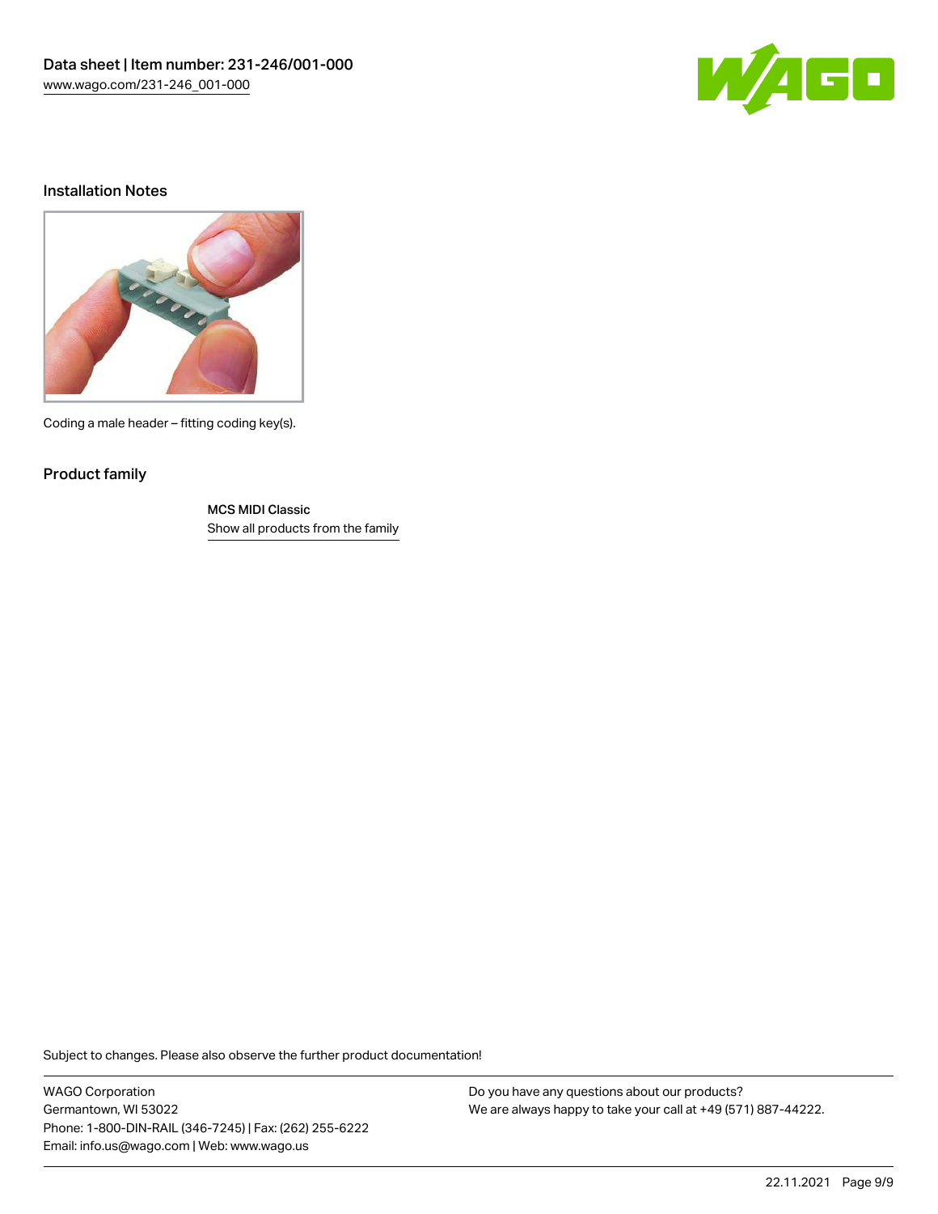## Installation Notes

Coding a male header – fitting coding key(s).

## Product family

MCS MIDI Classic
Show all products from the family

Subject to changes. Please also observe the further product documentation!

WAGO Corporation
Germantown, WI 53022
Phone: 1-800-DIN-RAIL (346-7245) | Fax: (262) 255-6222
Email: info.us@wago.com | Web: www.wago.us

Do you have any questions about our products?
We are always happy to take your call at +49 (571) 887-44222.